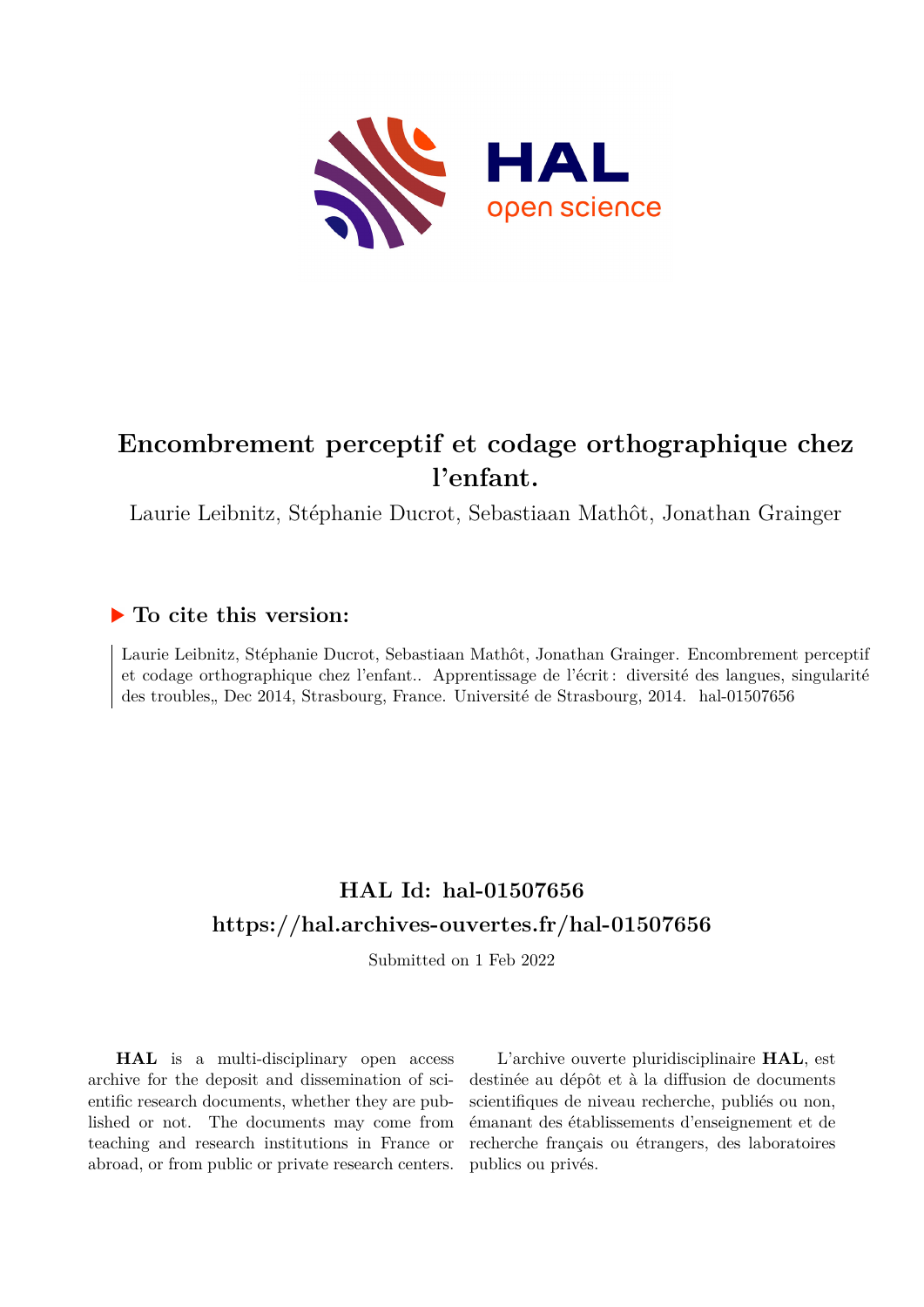# Encombrement perceptif et codage orthographique chez l'enfant.

Laurie Leibnitz, Stéphanie Ducrot, Sebastiaan Mathôt, Jonathan Grainger

## ▶ To cite this version:

Laurie Leibnitz, Stéphanie Ducrot, Sebastiaan Mathôt, Jonathan Grainger. Encombrement perceptif et codage orthographique chez l'enfant.. Apprentissage de l'écrit : diversité des langues, singularité des troubles,, Dec 2014, Strasbourg, France. Université de Strasbourg, 2014. hal-01507656

## HAL Id: hal-01507656

## https://hal.archives-ouvertes.fr/hal-01507656

Submitted on 1 Feb 2022

**HAL** is a multi-disciplinary open access archive for the deposit and dissemination of scientific research documents, whether they are published or not. The documents may come from teaching and research institutions in France or abroad, or from public or private research centers.

L'archive ouverte pluridisciplinaire **HAL**, est destinée au dépôt et à la diffusion de documents scientifiques de niveau recherche, publiés ou non, émanant des établissements d'enseignement et de recherche français ou étrangers, des laboratoires publics ou privés.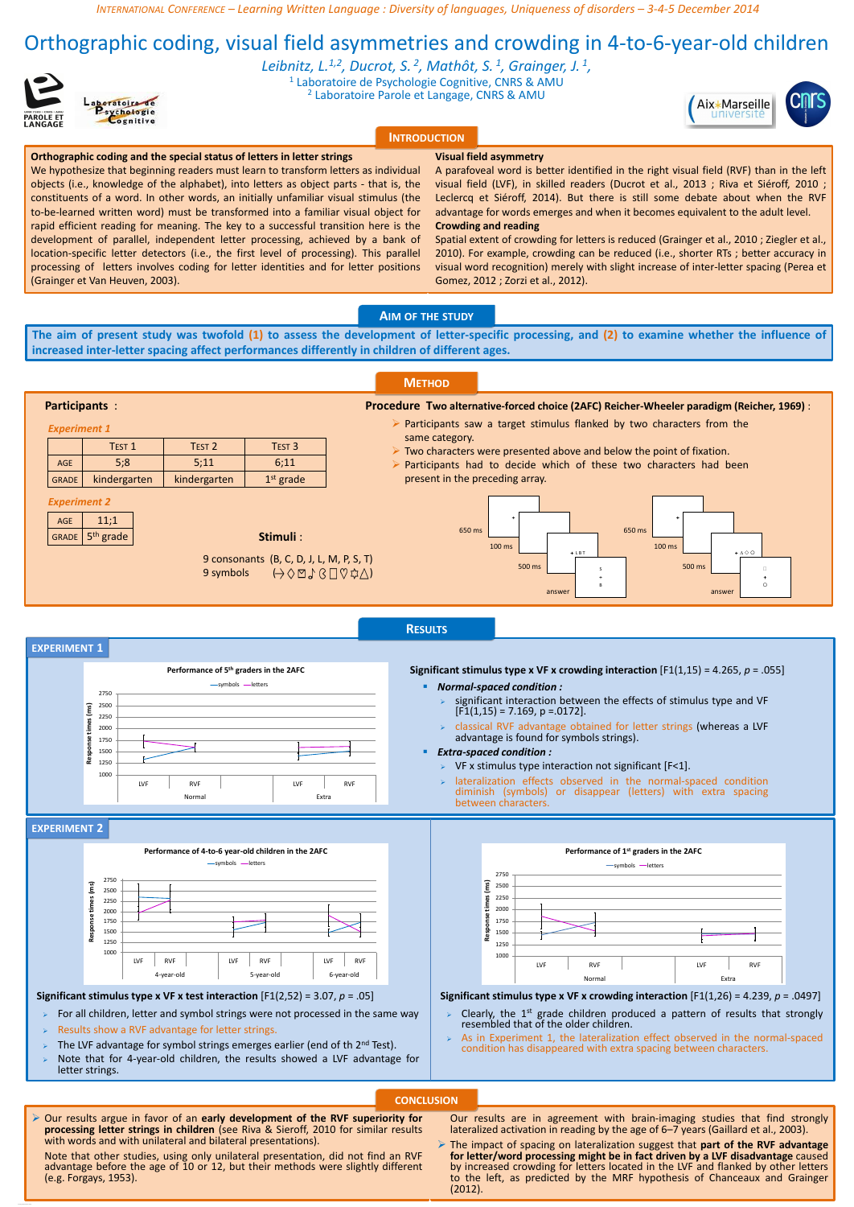# Orthographic coding, visual field asymmetries and crowding in 4-to-6-year-old children

*Leibnitz, L.[1,2], Ducrot, S.[2], Mathôt, S.[1], Grainger, J.[1]*

[1] Laboratoire de Psychologie Cognitive, CNRS & AMU
[2] Laboratoire Parole et Langage, CNRS & AMU

## Introduction

**Orthographic coding and the special status of letters in letter strings**

We hypothesize that beginning readers must learn to transform letters as individual objects (i.e., knowledge of the alphabet), into letters as object parts - that is, the constituents of a word. In other words, an initially unfamiliar visual stimulus (the to-be-learned written word) must be transformed into a familiar visual object for rapid efficient reading for meaning. The key to a successful transition here is the development of parallel, independent letter processing, achieved by a bank of location-specific letter detectors (i.e., the first level of processing). This parallel processing of letters involves coding for letter identities and for letter positions (Grainger et Van Heuven, 2003).

**Visual field asymmetry**

A parafoveal word is better identified in the right visual field (RVF) than in the left visual field (LVF), in skilled readers (Ducrot et al., 2013 ; Riva et Siéroff, 2010 ; Leclercq et Siéroff, 2014). But there is still some debate about when the RVF advantage for words emerges and when it becomes equivalent to the adult level.

**Crowding and reading**

Spatial extent of crowding for letters is reduced (Grainger et al., 2010 ; Ziegler et al., 2010). For example, crowding can be reduced (i.e., shorter RTs ; better accuracy in visual word recognition) merely with slight increase of inter-letter spacing (Perea et Gomez, 2012 ; Zorzi et al., 2012).

## Aim of the study

**The aim of present study was twofold (1) to assess the development of letter-specific processing, and (2) to examine whether the influence of increased inter-letter spacing affect performances differently in children of different ages.**

## Method

**Participants :**

*Experiment 1*

| | Test 1 | Test 2 | Test 3 |
|---|---|---|---|
| AGE | 5;8 | 5;11 | 6;11 |
| GRADE | kindergarten | kindergarten | 1st grade |

*Experiment 2*

| | |
|---|---|
| AGE | 11;1 |
| GRADE | 5th grade |

**Stimuli :**

9 consonants (B, C, D, J, L, M, P, S, T)
9 symbols (⊣ ◊ ⍓ ♪ ☾ ⎕ ♡ ☼ △)

**Procedure** **Two alternative-forced choice (2AFC) Reicher-Wheeler paradigm (Reicher, 1969) :**

- Participants saw a target stimulus flanked by two characters from the same category.
- Two characters were presented above and below the point of fixation.
- Participants had to decide which of these two characters had been present in the preceding array.

650 ms
100 ms
500 ms
answer

650 ms
100 ms
500 ms
answer

## Results

### Experiment 1

Performance of 5th graders in the 2AFC
—symbols —letters
Response times (ms)
2750 2500 2250 2000 1750 1500 1250 1000
LVF RVF LVF RVF
Normal Extra

**Significant stimulus type x VF x crowding interaction** [F1(1,15) = 4.265, *p* = .055]

- ***Normal-spaced condition :***
  - significant interaction between the effects of stimulus type and VF [F1(1,15) = 7.169, p =.0172].
  - classical RVF advantage obtained for letter strings (whereas a LVF advantage is found for symbols strings).
- ***Extra-spaced condition :***
  - VF x stimulus type interaction not significant [F<1].
  - lateralization effects observed in the normal-spaced condition diminish (symbols) or disappear (letters) with extra spacing between characters.

### Experiment 2

Performance of 4-to-6 year-old children in the 2AFC
—symbols —letters
Response times (ms)
2750 2500 2250 2000 1750 1500 1250 1000
LVF RVF LVF RVF LVF RVF
4-year-old 5-year-old 6-year-old

**Significant stimulus type x VF x test interaction** [F1(2,52) = 3.07, *p* = .05]

- For all children, letter and symbol strings were not processed in the same way
- Results show a RVF advantage for letter strings.
- The LVF advantage for symbol strings emerges earlier (end of th 2nd Test).
- Note that for 4-year-old children, the results showed a LVF advantage for letter strings.

Performance of 1st graders in the 2AFC
—symbols —letters
Response times (ms)
2750 2500 2250 2000 1750 1500 1250 1000
LVF RVF LVF RVF
Normal Extra

**Significant stimulus type x VF x crowding interaction** [F1(1,26) = 4.239, *p* = .0497]

- Clearly, the 1st grade children produced a pattern of results that strongly resembled that of the older children.
- As in Experiment 1, the lateralization effect observed in the normal-spaced condition has disappeared with extra spacing between characters.

## Conclusion

- Our results argue in favor of an **early development of the RVF superiority for processing letter strings in children** (see Riva & Sieroff, 2010 for similar results with words and with unilateral and bilateral presentations).

  Note that other studies, using only unilateral presentation, did not find an RVF advantage before the age of 10 or 12, but their methods were slightly different (e.g. Forgays, 1953).

  Our results are in agreement with brain-imaging studies that find strongly lateralized activation in reading by the age of 6–7 years (Gaillard et al., 2003).

- The impact of spacing on lateralization suggest that **part of the RVF advantage for letter/word processing might be in fact driven by a LVF disadvantage** caused by increased crowding for letters located in the LVF and flanked by other letters to the left, as predicted by the MRF hypothesis of Chanceaux and Grainger (2012).